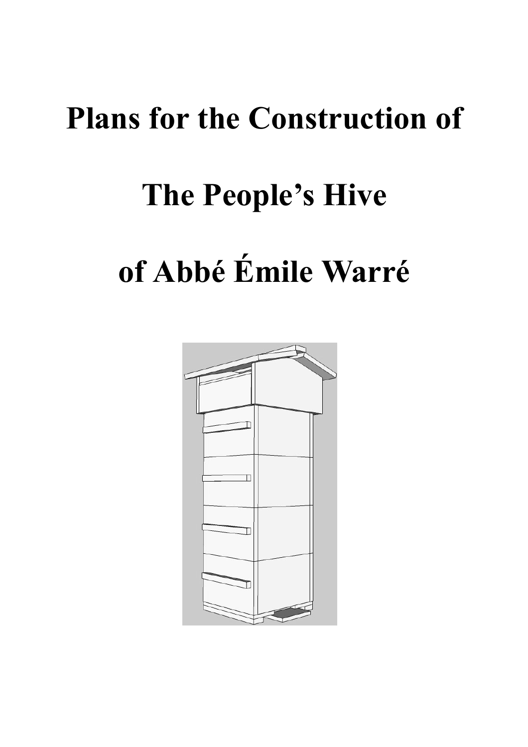# Plans for the Construction of

# The People's Hive

# of Abbé Émile Warré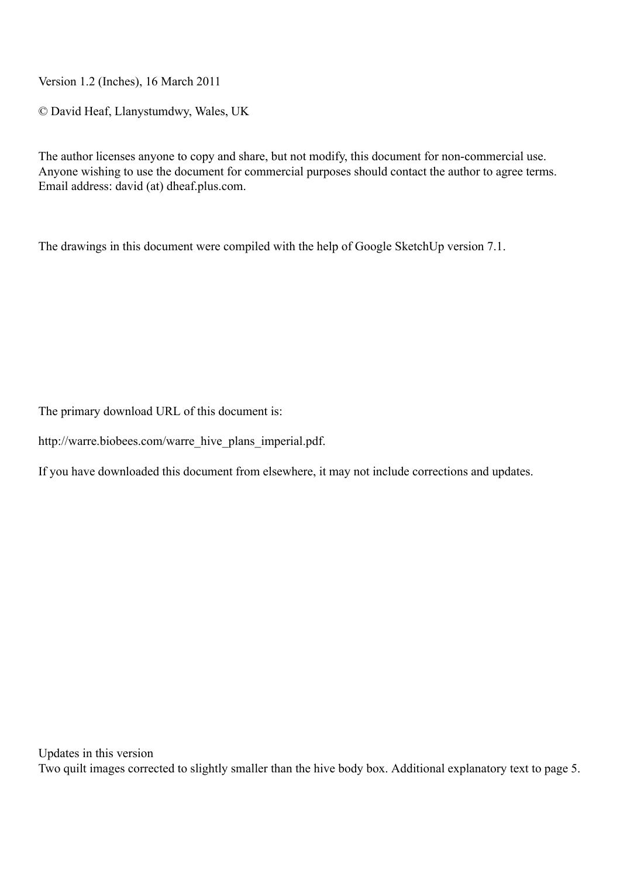Version 1.2 (Inches), 16 March 2011

© David Heaf, Llanystumdwy, Wales, UK

The author licenses anyone to copy and share, but not modify, this document for non-commercial use. Anyone wishing to use the document for commercial purposes should contact the author to agree terms. Email address: david (at) dheaf.plus.com.

The drawings in this document were compiled with the help of Google SketchUp version 7.1.

The primary download URL of this document is:

http://warre.biobees.com/warre_hive_plans_imperial.pdf.

If you have downloaded this document from elsewhere, it may not include corrections and updates.

Updates in this version
Two quilt images corrected to slightly smaller than the hive body box. Additional explanatory text to page 5.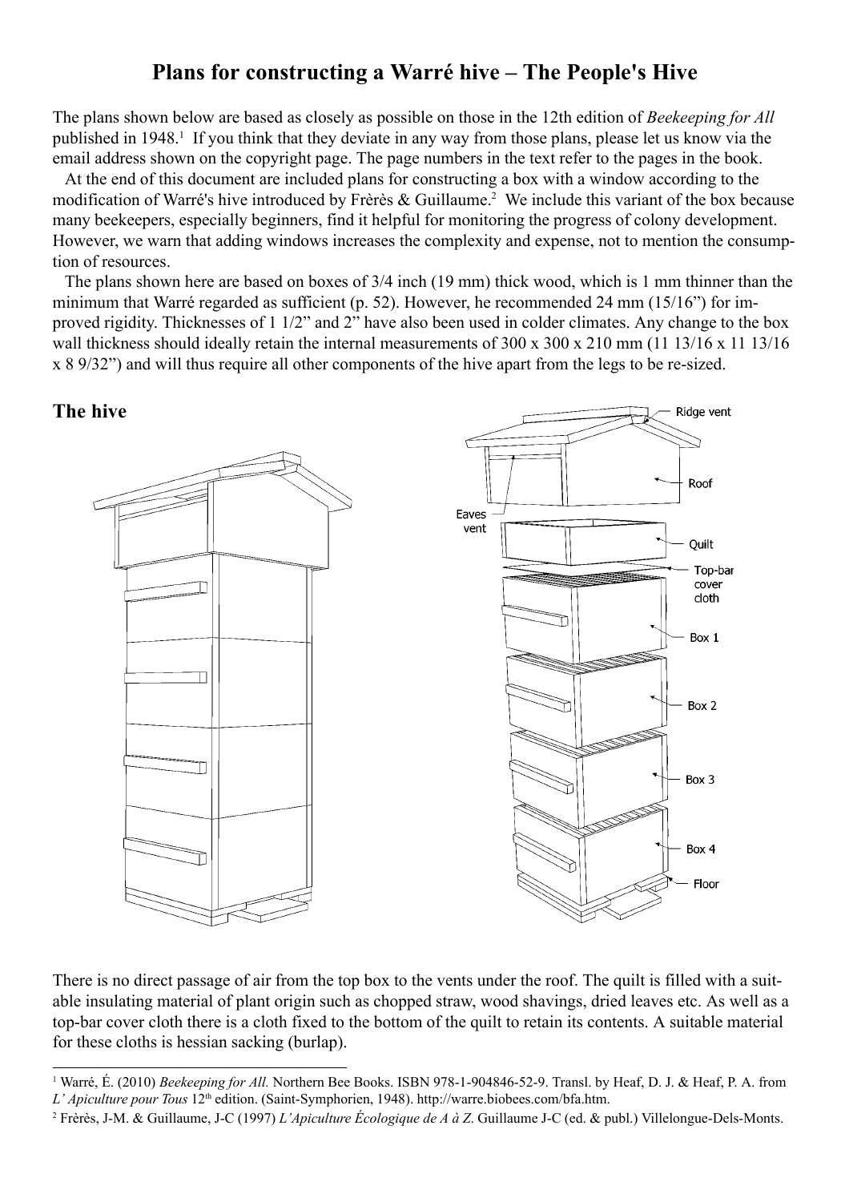# Plans for constructing a Warré hive – The People's Hive

The plans shown below are based as closely as possible on those in the 12th edition of *Beekeeping for All* published in 1948.[1] If you think that they deviate in any way from those plans, please let us know via the email address shown on the copyright page. The page numbers in the text refer to the pages in the book.

At the end of this document are included plans for constructing a box with a window according to the modification of Warré's hive introduced by Frèrès & Guillaume.[2] We include this variant of the box because many beekeepers, especially beginners, find it helpful for monitoring the progress of colony development. However, we warn that adding windows increases the complexity and expense, not to mention the consumption of resources.

The plans shown here are based on boxes of 3/4 inch (19 mm) thick wood, which is 1 mm thinner than the minimum that Warré regarded as sufficient (p. 52). However, he recommended 24 mm (15/16") for improved rigidity. Thicknesses of 1 1/2" and 2" have also been used in colder climates. Any change to the box wall thickness should ideally retain the internal measurements of 300 x 300 x 210 mm (11 13/16 x 11 13/16 x 8 9/32") and will thus require all other components of the hive apart from the legs to be re-sized.

## The hive

Ridge vent

Roof

Eaves vent

Quilt

Top-bar cover cloth

Box 1

Box 2

Box 3

Box 4

Floor

There is no direct passage of air from the top box to the vents under the roof. The quilt is filled with a suitable insulating material of plant origin such as chopped straw, wood shavings, dried leaves etc. As well as a top-bar cover cloth there is a cloth fixed to the bottom of the quilt to retain its contents. A suitable material for these cloths is hessian sacking (burlap).

---

[1] Warré, É. (2010) *Beekeeping for All.* Northern Bee Books. ISBN 978-1-904846-52-9. Transl. by Heaf, D. J. & Heaf, P. A. from *L' Apiculture pour Tous* 12th edition. (Saint-Symphorien, 1948). http://warre.biobees.com/bfa.htm.

[2] Frèrès, J-M. & Guillaume, J-C (1997) *L'Apiculture Écologique de A à Z*. Guillaume J-C (ed. & publ.) Villelongue-Dels-Monts.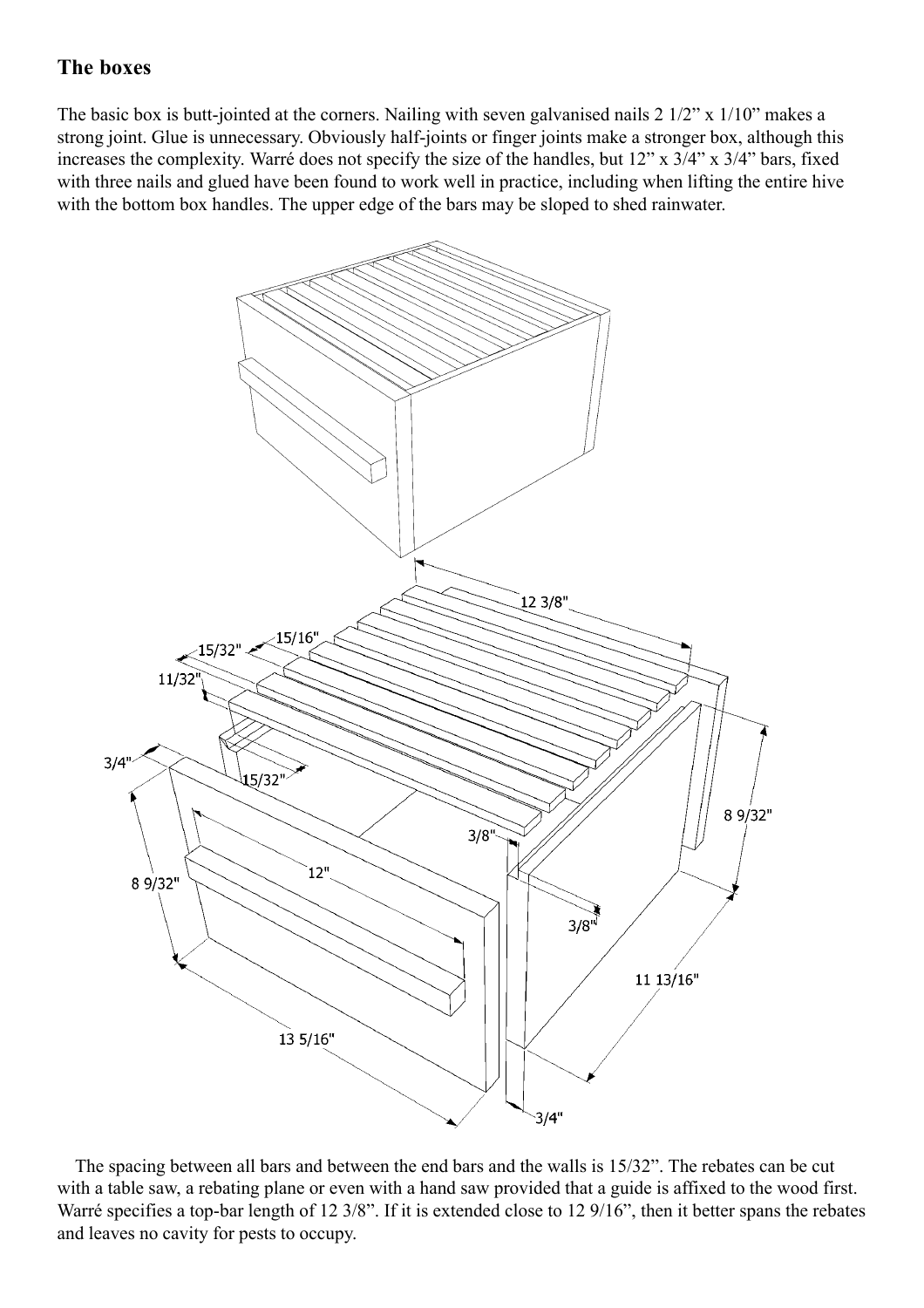## The boxes

The basic box is butt-jointed at the corners. Nailing with seven galvanised nails 2 1/2" x 1/10" makes a strong joint. Glue is unnecessary. Obviously half-joints or finger joints make a stronger box, although this increases the complexity. Warré does not specify the size of the handles, but 12" x 3/4" x 3/4" bars, fixed with three nails and glued have been found to work well in practice, including when lifting the entire hive with the bottom box handles. The upper edge of the bars may be sloped to shed rainwater.

The spacing between all bars and between the end bars and the walls is 15/32". The rebates can be cut with a table saw, a rebating plane or even with a hand saw provided that a guide is affixed to the wood first. Warré specifies a top-bar length of 12 3/8". If it is extended close to 12 9/16", then it better spans the rebates and leaves no cavity for pests to occupy.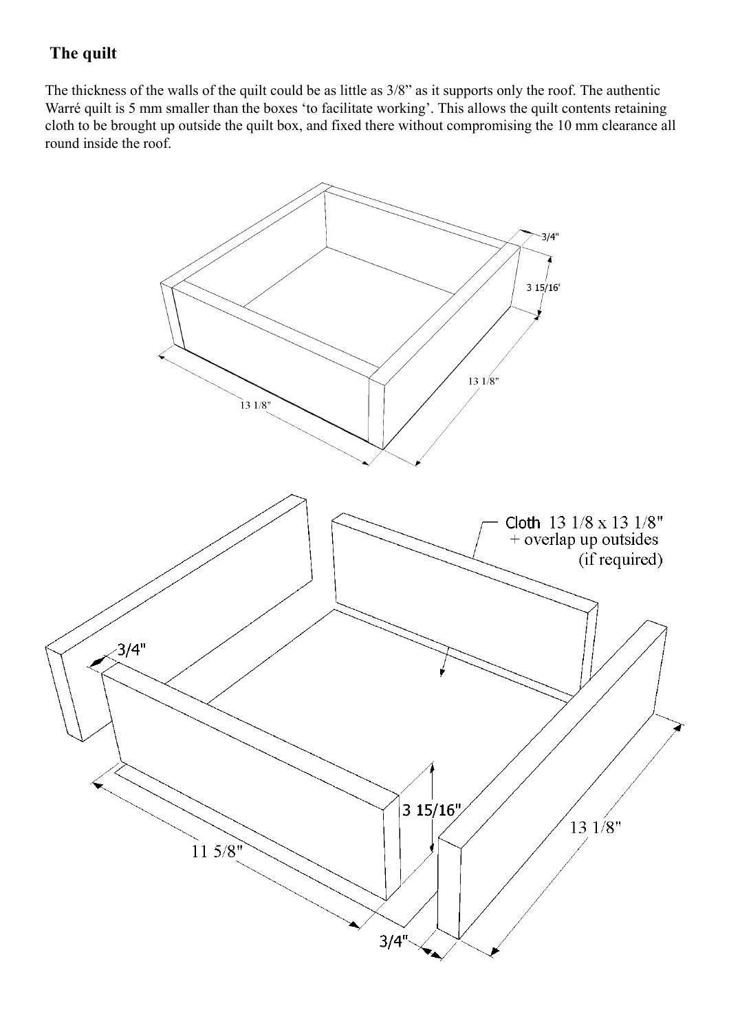## The quilt

The thickness of the walls of the quilt could be as little as 3/8” as it supports only the roof. The authentic Warré quilt is 5 mm smaller than the boxes ‘to facilitate working’. This allows the quilt contents retaining cloth to be brought up outside the quilt box, and fixed there without compromising the 10 mm clearance all round inside the roof.

3/4"

3 15/16'

13 1/8"

13 1/8"

Cloth 13 1/8 x 13 1/8" + overlap up outsides (if required)

3/4"

3 15/16"

11 5/8"

13 1/8"

3/4"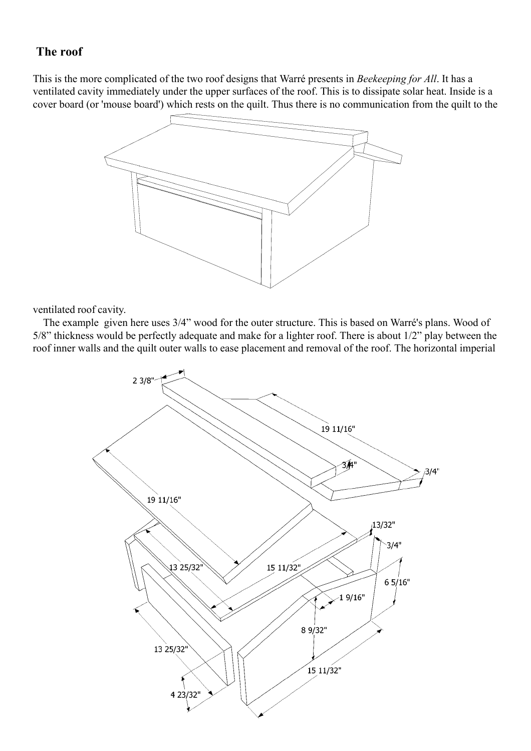## The roof

This is the more complicated of the two roof designs that Warré presents in *Beekeeping for All*. It has a ventilated cavity immediately under the upper surfaces of the roof. This is to dissipate solar heat. Inside is a cover board (or 'mouse board') which rests on the quilt. Thus there is no communication from the quilt to the ventilated roof cavity.

The example given here uses 3/4" wood for the outer structure. This is based on Warré's plans. Wood of 5/8" thickness would be perfectly adequate and make for a lighter roof. There is about 1/2" play between the roof inner walls and the quilt outer walls to ease placement and removal of the roof. The horizontal imperial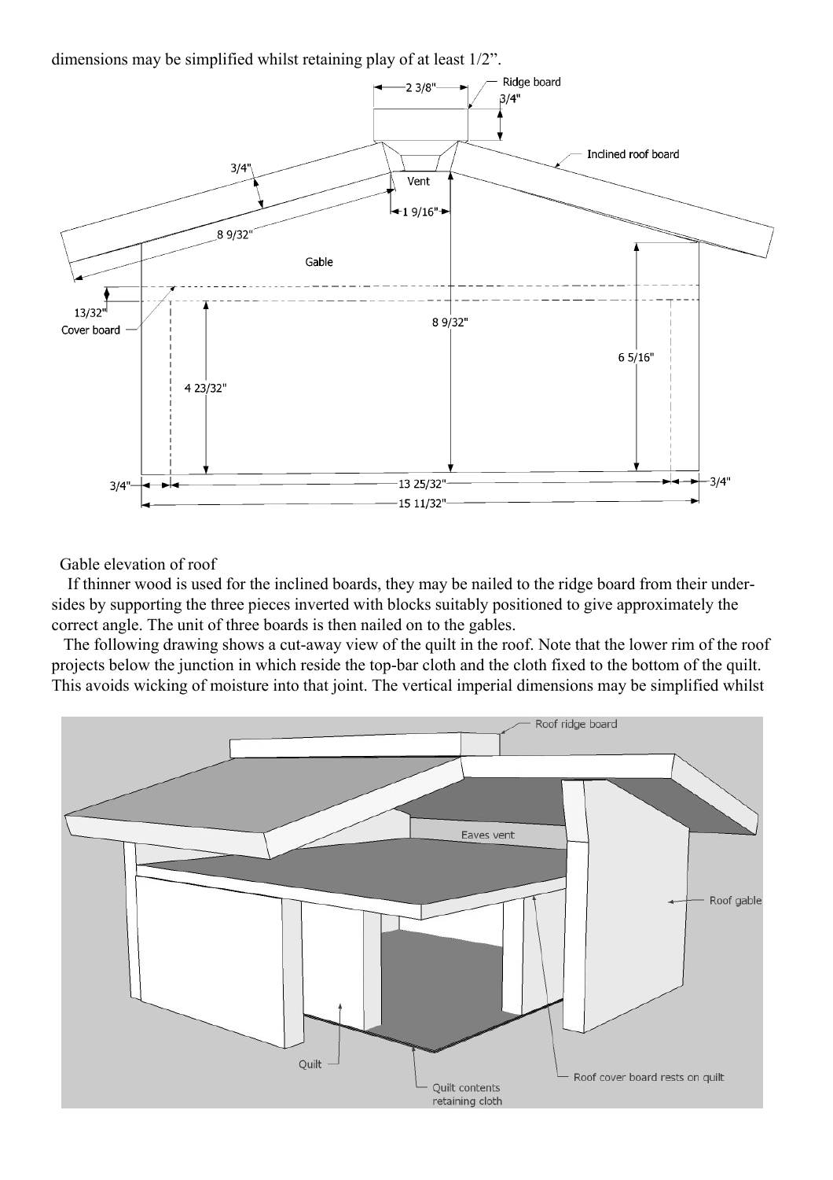dimensions may be simplified whilst retaining play of at least 1/2”.

Gable elevation of roof

If thinner wood is used for the inclined boards, they may be nailed to the ridge board from their undersides by supporting the three pieces inverted with blocks suitably positioned to give approximately the correct angle. The unit of three boards is then nailed on to the gables.

The following drawing shows a cut-away view of the quilt in the roof. Note that the lower rim of the roof projects below the junction in which reside the top-bar cloth and the cloth fixed to the bottom of the quilt. This avoids wicking of moisture into that joint. The vertical imperial dimensions may be simplified whilst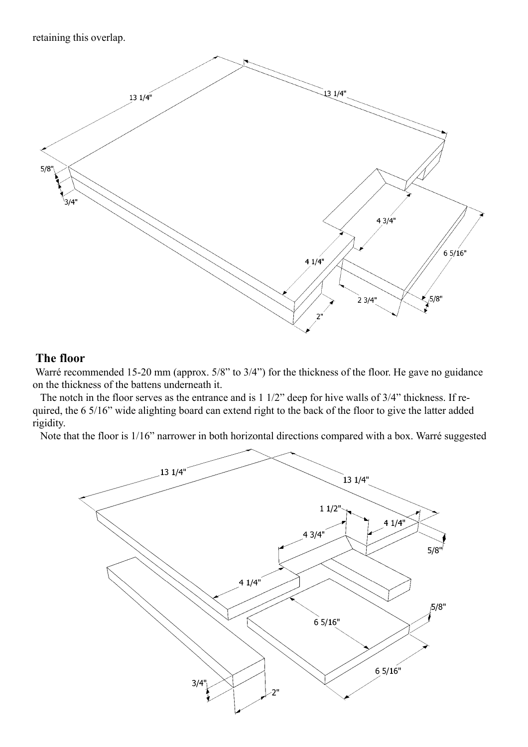retaining this overlap.

## The floor

Warré recommended 15-20 mm (approx. 5/8” to 3/4”) for the thickness of the floor. He gave no guidance on the thickness of the battens underneath it.

The notch in the floor serves as the entrance and is 1 1/2” deep for hive walls of 3/4” thickness. If required, the 6 5/16” wide alighting board can extend right to the back of the floor to give the latter added rigidity.

Note that the floor is 1/16” narrower in both horizontal directions compared with a box. Warré suggested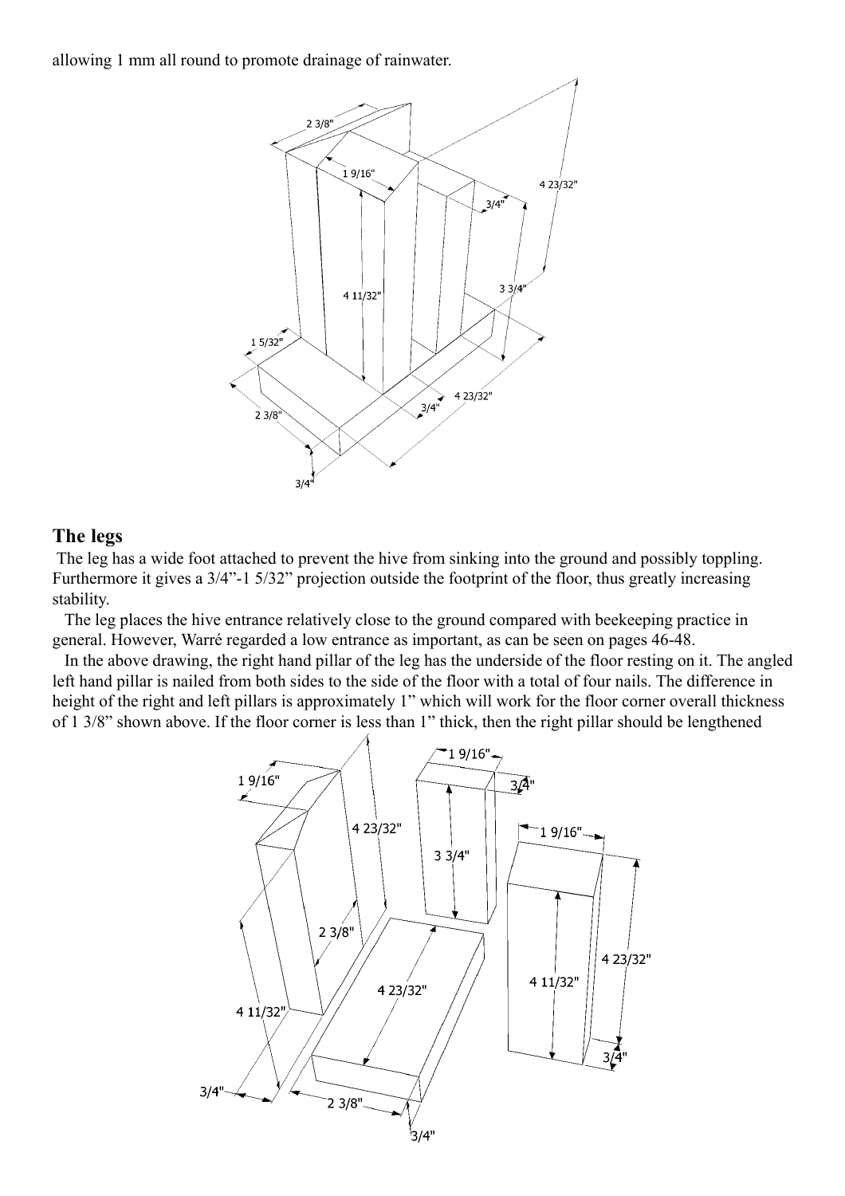allowing 1 mm all round to promote drainage of rainwater.

## The legs

The leg has a wide foot attached to prevent the hive from sinking into the ground and possibly toppling. Furthermore it gives a 3/4”-1 5/32” projection outside the footprint of the floor, thus greatly increasing stability.

The leg places the hive entrance relatively close to the ground compared with beekeeping practice in general. However, Warré regarded a low entrance as important, as can be seen on pages 46-48.

In the above drawing, the right hand pillar of the leg has the underside of the floor resting on it. The angled left hand pillar is nailed from both sides to the side of the floor with a total of four nails. The difference in height of the right and left pillars is approximately 1” which will work for the floor corner overall thickness of 1 3/8” shown above. If the floor corner is less than 1” thick, then the right pillar should be lengthened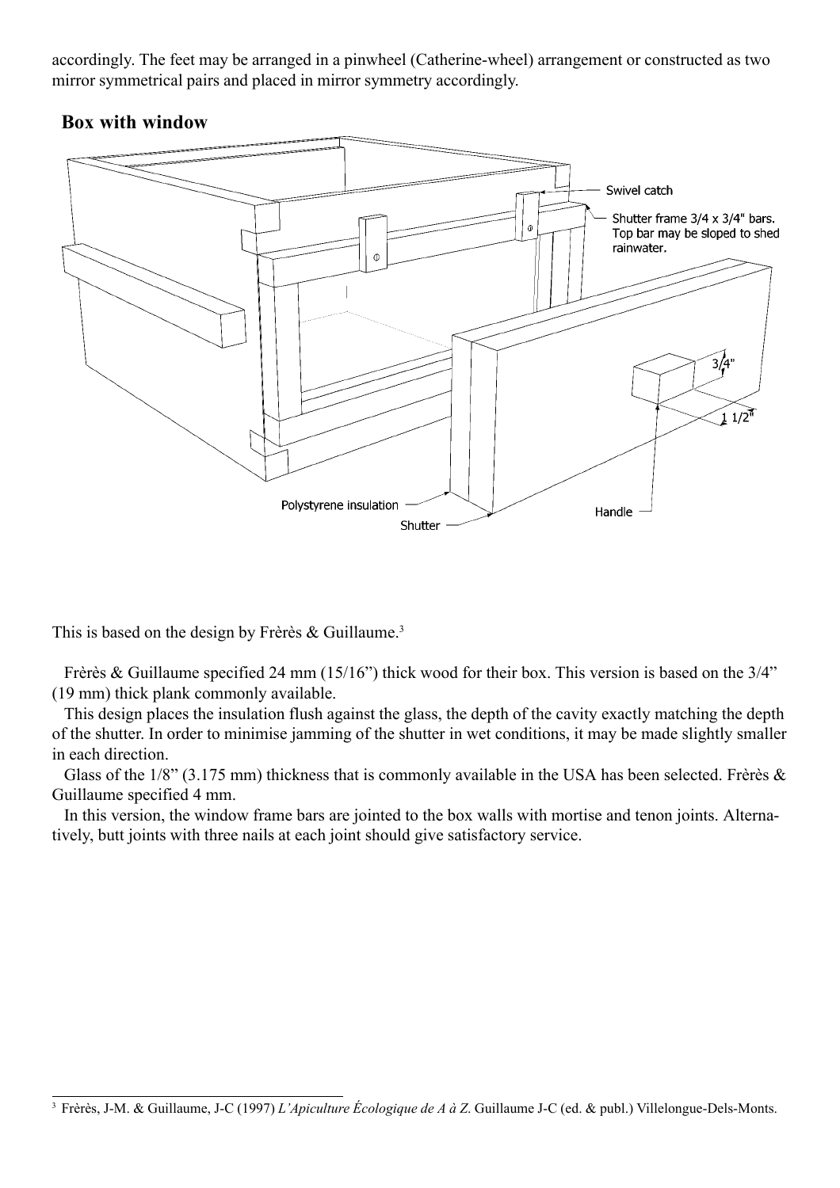accordingly. The feet may be arranged in a pinwheel (Catherine-wheel) arrangement or constructed as two mirror symmetrical pairs and placed in mirror symmetry accordingly.

## Box with window

This is based on the design by Frèrès & Guillaume.[3]

Frèrès & Guillaume specified 24 mm (15/16") thick wood for their box. This version is based on the 3/4" (19 mm) thick plank commonly available.

This design places the insulation flush against the glass, the depth of the cavity exactly matching the depth of the shutter. In order to minimise jamming of the shutter in wet conditions, it may be made slightly smaller in each direction.

Glass of the 1/8" (3.175 mm) thickness that is commonly available in the USA has been selected. Frèrès & Guillaume specified 4 mm.

In this version, the window frame bars are jointed to the box walls with mortise and tenon joints. Alternatively, butt joints with three nails at each joint should give satisfactory service.

[3] Frèrès, J-M. & Guillaume, J-C (1997) *L'Apiculture Écologique de A à Z*. Guillaume J-C (ed. & publ.) Villelongue-Dels-Monts.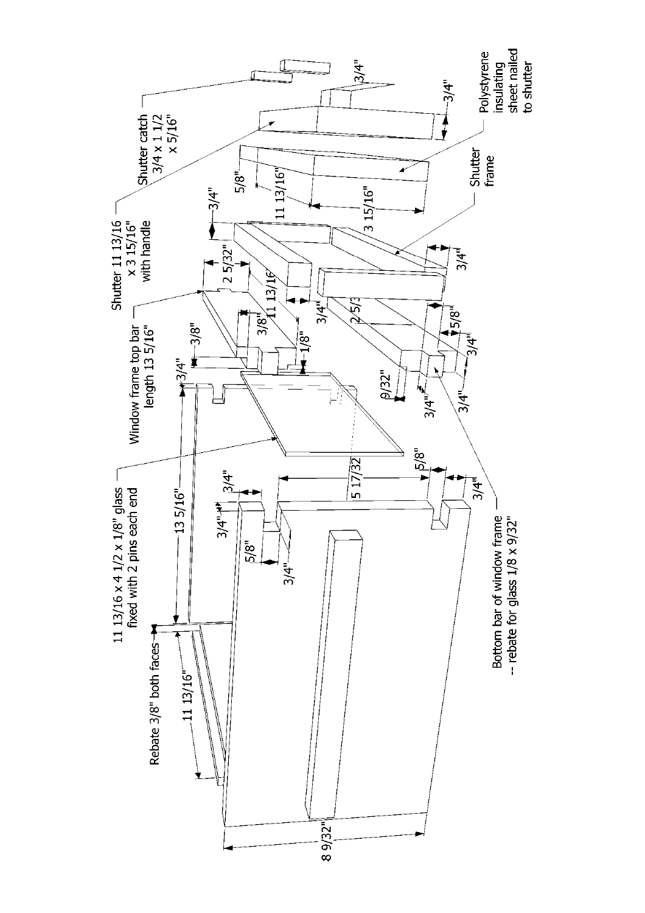Shutter catch
3/4 x 1 1/2
x 5/16"

Polystyrene
insulating
sheet nailed
to shutter

Shutter 11 13/16
x 3 15/16"
with handle

Shutter
frame

Window frame top bar
length 13 5/16"

11 13/16 x 4 1/2 x 1/8" glass
fixed with 2 pins each end

Rebate 3/8" both faces

Bottom bar of window frame
-- rebate for glass 1/8 x 9/32"

3/4"
3/4"
5/8"
11 13/16"
3 15/16"
3/4"
2 5/32"
11 13/16"
3/4"
3/4"
3/8"
3/8"
1/8"
3/4"
2 5/32"
5/8"
3/4"
9/32"
3/4"
3/4"
13 5/16"
3/4"
5 17/32
5/8"
3/4"
3/4"
3/4"
5/8"
3/4"
11 13/16"
8 9/32"